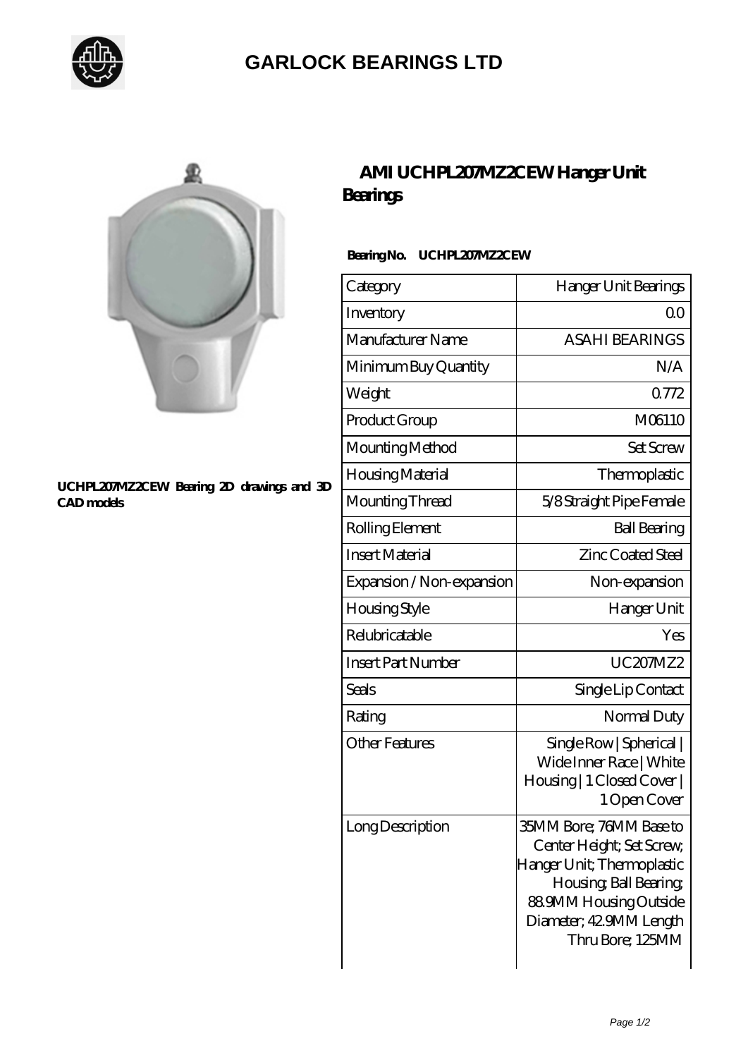# GARLOCK BEARINGS LTD

UCHPL207MZ2CEW Bearing 2D drawings and 3D CAD models

## AMI UCHPL207MZ2CEW Hanger Unit Bearings

**Bearing No. UCHPL207MZ2CEW**

| Category | Hanger Unit Bearings |
|---|---|
| Inventory | 0.0 |
| Manufacturer Name | ASAHI BEARINGS |
| Minimum Buy Quantity | N/A |
| Weight | 0.772 |
| Product Group | M06110 |
| Mounting Method | Set Screw |
| Housing Material | Thermoplastic |
| Mounting Thread | 5/8 Straight Pipe Female |
| Rolling Element | Ball Bearing |
| Insert Material | Zinc Coated Steel |
| Expansion / Non-expansion | Non-expansion |
| Housing Style | Hanger Unit |
| Relubricatable | Yes |
| Insert Part Number | UC207MZ2 |
| Seals | Single Lip Contact |
| Rating | Normal Duty |
| Other Features | Single Row \| Spherical \| Wide Inner Race \| White Housing \| 1 Closed Cover \| 1 Open Cover |
| Long Description | 35MM Bore; 76MM Base to Center Height; Set Screw; Hanger Unit; Thermoplastic Housing; Ball Bearing; 88.9MM Housing Outside Diameter; 42.9MM Length Thru Bore; 125MM |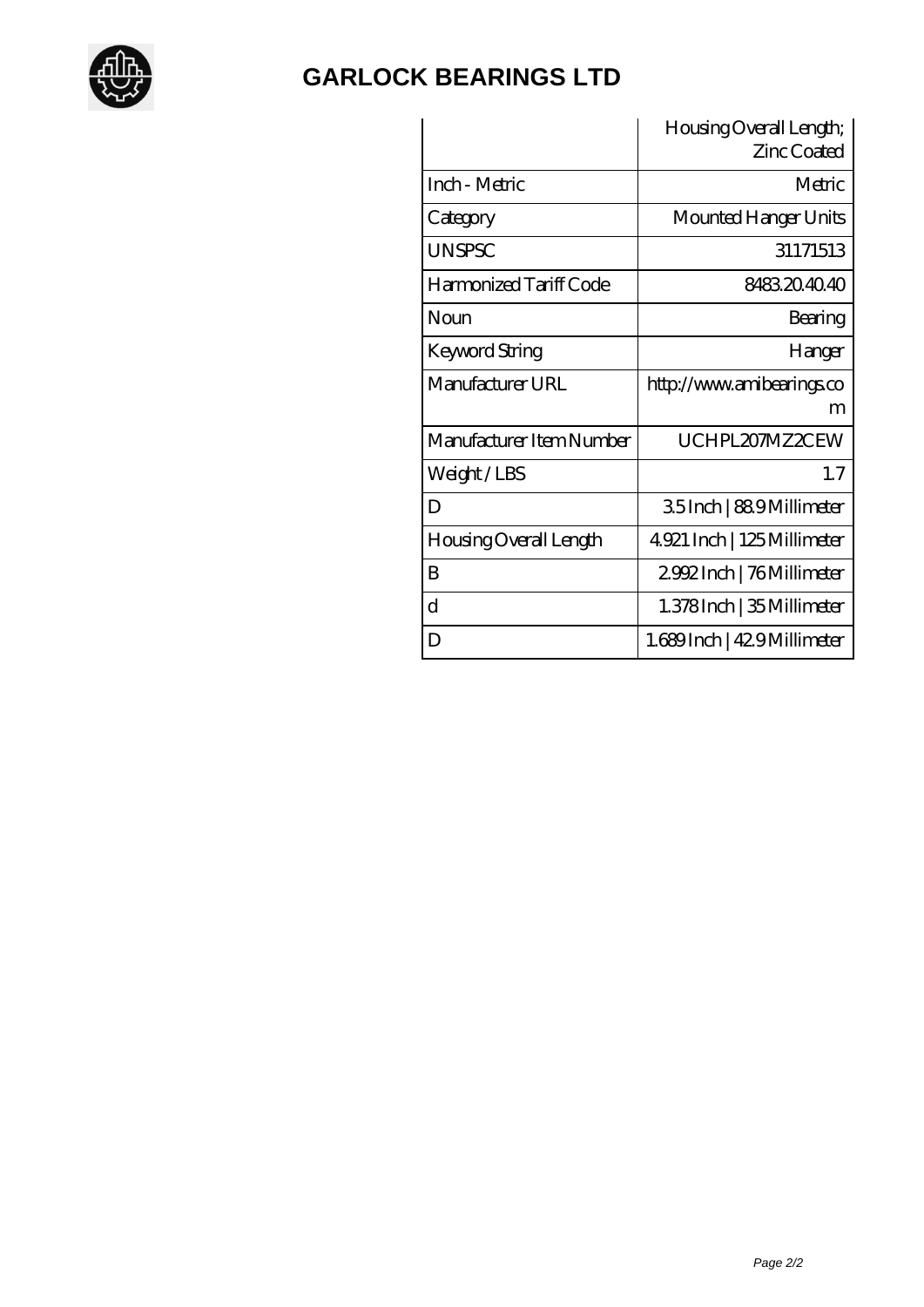# GARLOCK BEARINGS LTD

| | |
|---|---|
| | Housing Overall Length; Zinc Coated |
| Inch - Metric | Metric |
| Category | Mounted Hanger Units |
| UNSPSC | 31171513 |
| Harmonized Tariff Code | 8483.20.40.40 |
| Noun | Bearing |
| Keyword String | Hanger |
| Manufacturer URL | http://www.amibearings.com |
| Manufacturer Item Number | UCHPL207MZ2CEW |
| Weight / LBS | 1.7 |
| D | 3.5 Inch \| 88.9 Millimeter |
| Housing Overall Length | 4.921 Inch \| 125 Millimeter |
| B | 2.992 Inch \| 76 Millimeter |
| d | 1.378 Inch \| 35 Millimeter |
| D | 1.689 Inch \| 42.9 Millimeter |